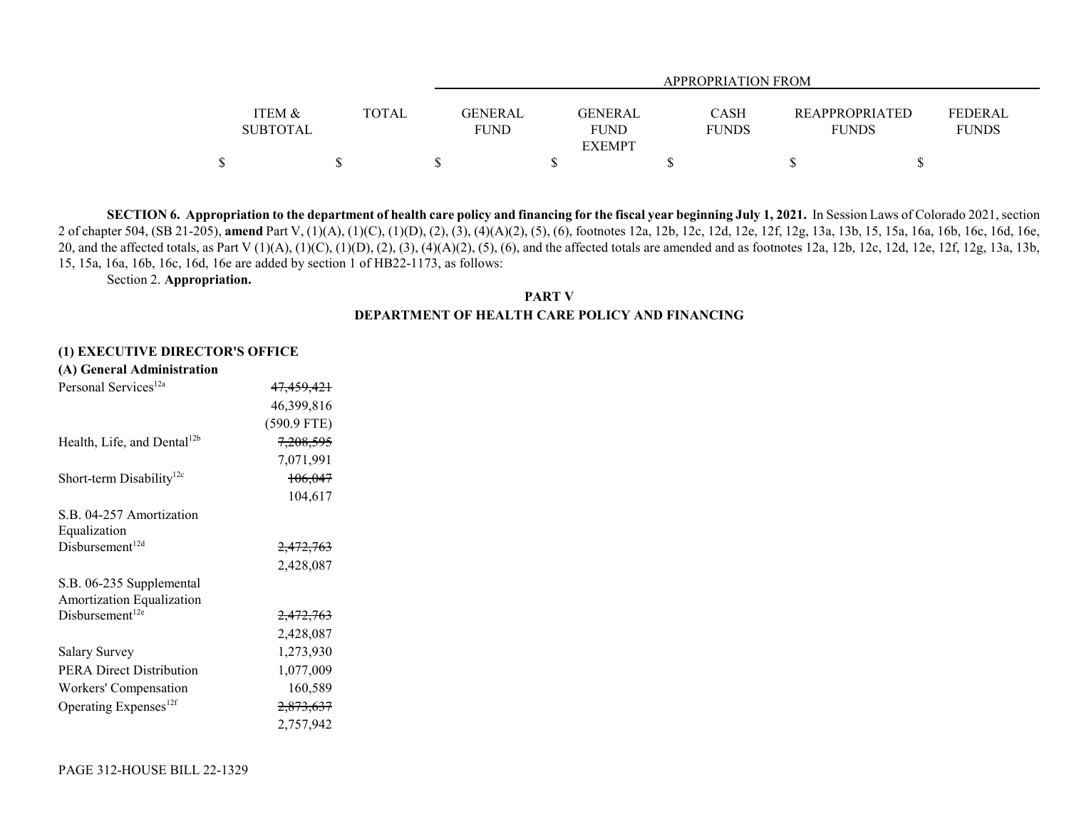| | ITEM & SUBTOTAL | TOTAL | APPROPRIATION FROM GENERAL FUND | GENERAL FUND EXEMPT | CASH FUNDS | REAPPROPRIATED FUNDS | FEDERAL FUNDS |
|---|---|---|---|---|---|---|---|
| | $ | $ | $ | $ | $ | $ | $ |

**SECTION 6. Appropriation to the department of health care policy and financing for the fiscal year beginning July 1, 2021.** In Session Laws of Colorado 2021, section 2 of chapter 504, (SB 21-205), **amend** Part V, (1)(A), (1)(C), (1)(D), (2), (3), (4)(A)(2), (5), (6), footnotes 12a, 12b, 12c, 12d, 12e, 12f, 12g, 13a, 13b, 15, 15a, 16a, 16b, 16c, 16d, 16e, 20, and the affected totals, as Part V (1)(A), (1)(C), (1)(D), (2), (3), (4)(A)(2), (5), (6), and the affected totals are amended and as footnotes 12a, 12b, 12c, 12d, 12e, 12f, 12g, 13a, 13b, 15, 15a, 16a, 16b, 16c, 16d, 16e are added by section 1 of HB22-1173, as follows:

Section 2. **Appropriation.**

**PART V**
**DEPARTMENT OF HEALTH CARE POLICY AND FINANCING**

**(1) EXECUTIVE DIRECTOR'S OFFICE**
**(A) General Administration**

| | ITEM & SUBTOTAL | TOTAL | GENERAL FUND | GENERAL FUND EXEMPT | CASH FUNDS | REAPPROPRIATED FUNDS | FEDERAL FUNDS |
|---|---|---|---|---|---|---|---|
| Personal Services[12a] | ~~47,459,421~~ | | | | | | |
| | 46,399,816 | | | | | | |
| | (590.9 FTE) | | | | | | |
| Health, Life, and Dental[12b] | ~~7,208,595~~ | | | | | | |
| | 7,071,991 | | | | | | |
| Short-term Disability[12c] | ~~106,047~~ | | | | | | |
| | 104,617 | | | | | | |
| S.B. 04-257 Amortization Equalization Disbursement[12d] | ~~2,472,763~~ | | | | | | |
| | 2,428,087 | | | | | | |
| S.B. 06-235 Supplemental Amortization Equalization Disbursement[12e] | ~~2,472,763~~ | | | | | | |
| | 2,428,087 | | | | | | |
| Salary Survey | 1,273,930 | | | | | | |
| PERA Direct Distribution | 1,077,009 | | | | | | |
| Workers' Compensation | 160,589 | | | | | | |
| Operating Expenses[12f] | ~~2,873,637~~ | | | | | | |
| | 2,757,942 | | | | | | |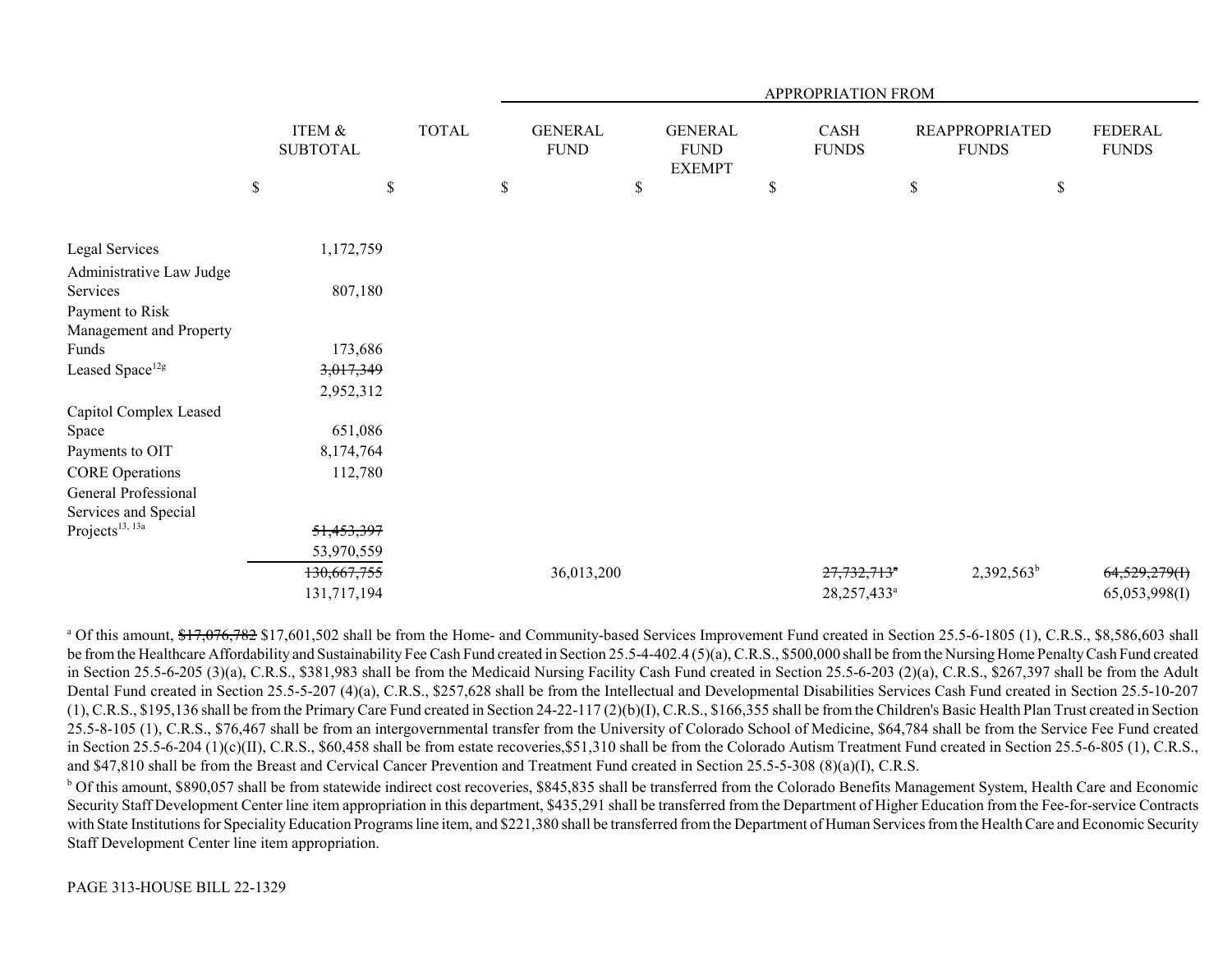| | ITEM & SUBTOTAL | TOTAL | APPROPRIATION FROM GENERAL FUND | GENERAL FUND EXEMPT | CASH FUNDS | REAPPROPRIATED FUNDS | FEDERAL FUNDS |
|---|---|---|---|---|---|---|---|
| | $ | $ | $ | $ | $ | $ | $ |
| Legal Services | 1,172,759 | | | | | | |
| Administrative Law Judge Services | 807,180 | | | | | | |
| Payment to Risk Management and Property Funds | 173,686 | | | | | | |
| Leased Space[12g] | ~~3,017,349~~ 2,952,312 | | | | | | |
| Capitol Complex Leased Space | 651,086 | | | | | | |
| Payments to OIT | 8,174,764 | | | | | | |
| CORE Operations | 112,780 | | | | | | |
| General Professional Services and Special Projects[13, 13a] | ~~51,453,397~~ 53,970,559 | | | | | | |
| | ~~130,667,755~~ 131,717,194 | | 36,013,200 | | ~~27,732,713[a]~~ 28,257,433[a] | 2,392,563[b] | ~~64,529,279(I)~~ 65,053,998(I) |

[a] Of this amount, ~~$17,076,782~~ $17,601,502 shall be from the Home- and Community-based Services Improvement Fund created in Section 25.5-6-1805 (1), C.R.S., $8,586,603 shall be from the Healthcare Affordability and Sustainability Fee Cash Fund created in Section 25.5-4-402.4 (5)(a), C.R.S., $500,000 shall be from the Nursing Home Penalty Cash Fund created in Section 25.5-6-205 (3)(a), C.R.S., $381,983 shall be from the Medicaid Nursing Facility Cash Fund created in Section 25.5-6-203 (2)(a), C.R.S., $267,397 shall be from the Adult Dental Fund created in Section 25.5-5-207 (4)(a), C.R.S., $257,628 shall be from the Intellectual and Developmental Disabilities Services Cash Fund created in Section 25.5-10-207 (1), C.R.S., $195,136 shall be from the Primary Care Fund created in Section 24-22-117 (2)(b)(I), C.R.S., $166,355 shall be from the Children's Basic Health Plan Trust created in Section 25.5-8-105 (1), C.R.S., $76,467 shall be from an intergovernmental transfer from the University of Colorado School of Medicine, $64,784 shall be from the Service Fee Fund created in Section 25.5-6-204 (1)(c)(II), C.R.S., $60,458 shall be from estate recoveries,$51,310 shall be from the Colorado Autism Treatment Fund created in Section 25.5-6-805 (1), C.R.S., and $47,810 shall be from the Breast and Cervical Cancer Prevention and Treatment Fund created in Section 25.5-5-308 (8)(a)(I), C.R.S.

[b] Of this amount, $890,057 shall be from statewide indirect cost recoveries, $845,835 shall be transferred from the Colorado Benefits Management System, Health Care and Economic Security Staff Development Center line item appropriation in this department, $435,291 shall be transferred from the Department of Higher Education from the Fee-for-service Contracts with State Institutions for Speciality Education Programs line item, and $221,380 shall be transferred from the Department of Human Services from the Health Care and Economic Security Staff Development Center line item appropriation.

PAGE 313-HOUSE BILL 22-1329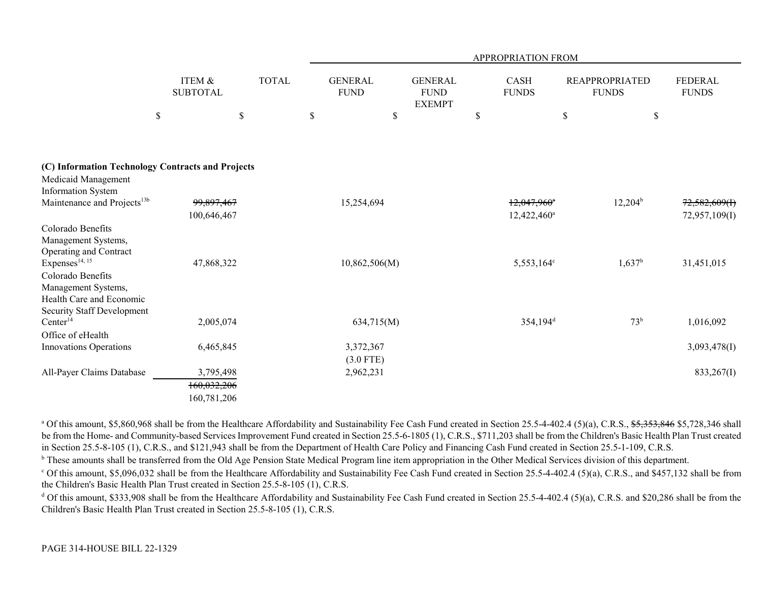| | ITEM & SUBTOTAL | TOTAL | APPROPRIATION FROM GENERAL FUND | GENERAL FUND EXEMPT | CASH FUNDS | REAPPROPRIATED FUNDS | FEDERAL FUNDS |
|---|---|---|---|---|---|---|---|
| | $ | $ | $ | $ | $ | $ | $ |
| **(C) Information Technology Contracts and Projects** | | | | | | | |
| Medicaid Management Information System Maintenance and Projects[13b] | ~~99,897,467~~ 100,646,467 | | 15,254,694 | | ~~12,047,960[a]~~ 12,422,460[a] | 12,204[b] | ~~72,582,609(I)~~ 72,957,109(I) |
| Colorado Benefits Management Systems, Operating and Contract Expenses[14, 15] | 47,868,322 | | 10,862,506(M) | | 5,553,164[c] | 1,637[b] | 31,451,015 |
| Colorado Benefits Management Systems, Health Care and Economic Security Staff Development Center[14] | 2,005,074 | | 634,715(M) | | 354,194[d] | 73[b] | 1,016,092 |
| Office of eHealth Innovations Operations | 6,465,845 | | 3,372,367 (3.0 FTE) | | | | 3,093,478(I) |
| All-Payer Claims Database | 3,795,498 | | 2,962,231 | | | | 833,267(I) |
| | ~~160,032,206~~ 160,781,206 | | | | | | |

[a] Of this amount, $5,860,968 shall be from the Healthcare Affordability and Sustainability Fee Cash Fund created in Section 25.5-4-402.4 (5)(a), C.R.S., ~~$5,353,846~~ $5,728,346 shall be from the Home- and Community-based Services Improvement Fund created in Section 25.5-6-1805 (1), C.R.S., $711,203 shall be from the Children's Basic Health Plan Trust created in Section 25.5-8-105 (1), C.R.S., and $121,943 shall be from the Department of Health Care Policy and Financing Cash Fund created in Section 25.5-1-109, C.R.S.

[b] These amounts shall be transferred from the Old Age Pension State Medical Program line item appropriation in the Other Medical Services division of this department.

[c] Of this amount, $5,096,032 shall be from the Healthcare Affordability and Sustainability Fee Cash Fund created in Section 25.5-4-402.4 (5)(a), C.R.S., and $457,132 shall be from the Children's Basic Health Plan Trust created in Section 25.5-8-105 (1), C.R.S.

[d] Of this amount, $333,908 shall be from the Healthcare Affordability and Sustainability Fee Cash Fund created in Section 25.5-4-402.4 (5)(a), C.R.S. and $20,286 shall be from the Children's Basic Health Plan Trust created in Section 25.5-8-105 (1), C.R.S.

PAGE 314-HOUSE BILL 22-1329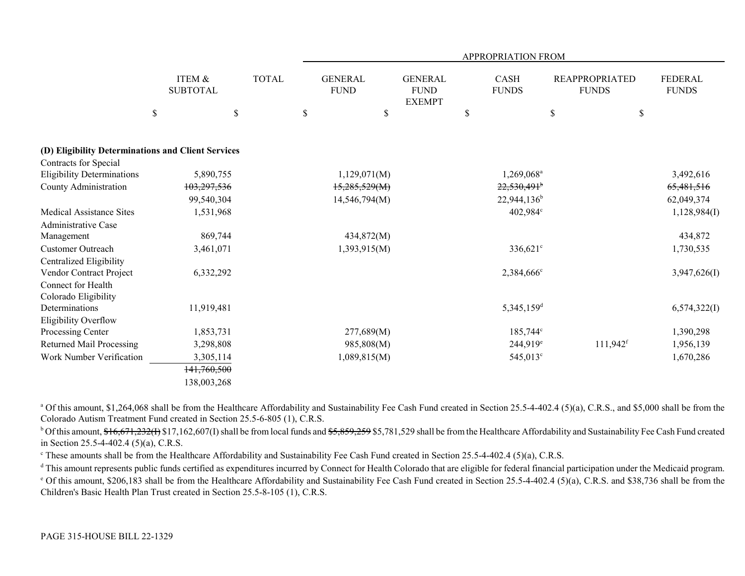| | ITEM & SUBTOTAL | TOTAL | APPROPRIATION FROM | | | | |
|---|---|---|---|---|---|---|---|
| | | | GENERAL FUND | GENERAL FUND EXEMPT | CASH FUNDS | REAPPROPRIATED FUNDS | FEDERAL FUNDS |
| | $ | $ | $ | $ | $ | $ | $ |
| **(D) Eligibility Determinations and Client Services** | | | | | | | |
| Contracts for Special Eligibility Determinations | 5,890,755 | | 1,129,071(M) | | 1,269,068[a] | | 3,492,616 |
| County Administration | ~~103,297,536~~ | | ~~15,285,529(M)~~ | | ~~22,530,491[b]~~ | | ~~65,481,516~~ |
| | 99,540,304 | | 14,546,794(M) | | 22,944,136[b] | | 62,049,374 |
| Medical Assistance Sites | 1,531,968 | | | | 402,984[c] | | 1,128,984(I) |
| Administrative Case Management | 869,744 | | 434,872(M) | | | | 434,872 |
| Customer Outreach | 3,461,071 | | 1,393,915(M) | | 336,621[c] | | 1,730,535 |
| Centralized Eligibility Vendor Contract Project | 6,332,292 | | | | 2,384,666[c] | | 3,947,626(I) |
| Connect for Health Colorado Eligibility Determinations | 11,919,481 | | | | 5,345,159[d] | | 6,574,322(I) |
| Eligibility Overflow Processing Center | 1,853,731 | | 277,689(M) | | 185,744[c] | | 1,390,298 |
| Returned Mail Processing | 3,298,808 | | 985,808(M) | | 244,919[e] | 111,942[f] | 1,956,139 |
| Work Number Verification | 3,305,114 | | 1,089,815(M) | | 545,013[c] | | 1,670,286 |
| | ~~141,760,500~~ | | | | | | |
| | 138,003,268 | | | | | | |

[a] Of this amount, $1,264,068 shall be from the Healthcare Affordability and Sustainability Fee Cash Fund created in Section 25.5-4-402.4 (5)(a), C.R.S., and $5,000 shall be from the Colorado Autism Treatment Fund created in Section 25.5-6-805 (1), C.R.S.

[b] Of this amount, ~~$16,671,232(I)~~ $17,162,607(I) shall be from local funds and ~~$5,859,259~~ $5,781,529 shall be from the Healthcare Affordability and Sustainability Fee Cash Fund created in Section 25.5-4-402.4 (5)(a), C.R.S.

[c] These amounts shall be from the Healthcare Affordability and Sustainability Fee Cash Fund created in Section 25.5-4-402.4 (5)(a), C.R.S.

[d] This amount represents public funds certified as expenditures incurred by Connect for Health Colorado that are eligible for federal financial participation under the Medicaid program.

[e] Of this amount, $206,183 shall be from the Healthcare Affordability and Sustainability Fee Cash Fund created in Section 25.5-4-402.4 (5)(a), C.R.S. and $38,736 shall be from the Children's Basic Health Plan Trust created in Section 25.5-8-105 (1), C.R.S.

PAGE 315-HOUSE BILL 22-1329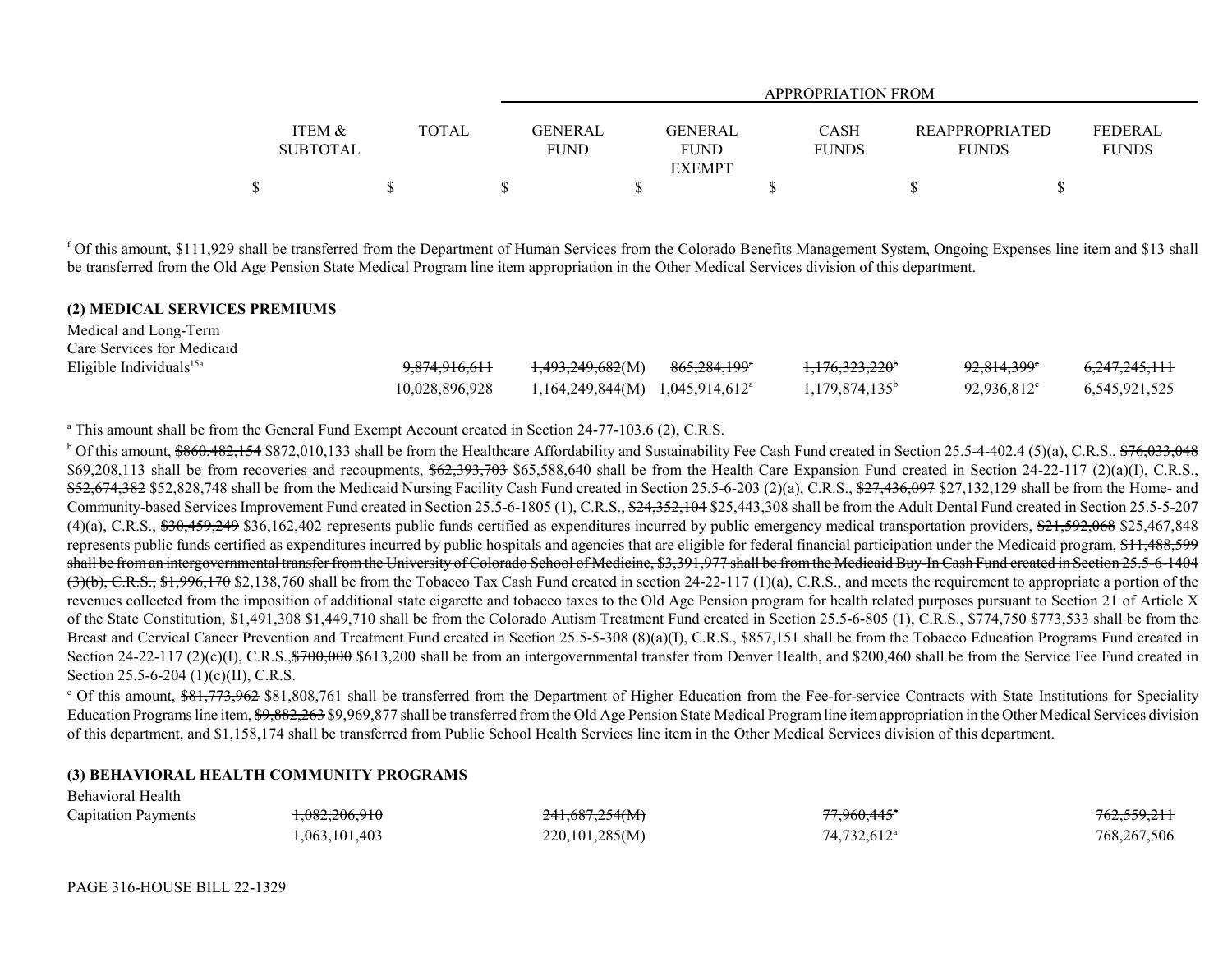| | ITEM & SUBTOTAL | TOTAL | APPROPRIATION FROM GENERAL FUND | GENERAL FUND EXEMPT | CASH FUNDS | REAPPROPRIATED FUNDS | FEDERAL FUNDS |
|---|---|---|---|---|---|---|---|
| | $ | $ | $ | $ | $ | $ | $ |

[f] Of this amount, $111,929 shall be transferred from the Department of Human Services from the Colorado Benefits Management System, Ongoing Expenses line item and $13 shall be transferred from the Old Age Pension State Medical Program line item appropriation in the Other Medical Services division of this department.

**(2) MEDICAL SERVICES PREMIUMS**

| | ITEM & SUBTOTAL | TOTAL | GENERAL FUND | GENERAL FUND EXEMPT | CASH FUNDS | REAPPROPRIATED FUNDS | FEDERAL FUNDS |
|---|---|---|---|---|---|---|---|
| Medical and Long-Term Care Services for Medicaid Eligible Individuals[15a] | | ~~9,874,916,611~~ | ~~1,493,249,682~~(M) | ~~865,284,199~~[a] | ~~1,176,323,220~~[b] | ~~92,814,399~~[c] | ~~6,247,245,111~~ |
| | | 10,028,896,928 | 1,164,249,844(M) | 1,045,914,612[a] | 1,179,874,135[b] | 92,936,812[c] | 6,545,921,525 |

[a] This amount shall be from the General Fund Exempt Account created in Section 24-77-103.6 (2), C.R.S.

[b] Of this amount, ~~$860,482,154~~ $872,010,133 shall be from the Healthcare Affordability and Sustainability Fee Cash Fund created in Section 25.5-4-402.4 (5)(a), C.R.S., ~~$76,033,048~~ $69,208,113 shall be from recoveries and recoupments, ~~$62,393,703~~ $65,588,640 shall be from the Health Care Expansion Fund created in Section 24-22-117 (2)(a)(I), C.R.S., ~~$52,674,382~~ $52,828,748 shall be from the Medicaid Nursing Facility Cash Fund created in Section 25.5-6-203 (2)(a), C.R.S., ~~$27,436,097~~ $27,132,129 shall be from the Home- and Community-based Services Improvement Fund created in Section 25.5-6-1805 (1), C.R.S., ~~$24,352,104~~ $25,443,308 shall be from the Adult Dental Fund created in Section 25.5-5-207 (4)(a), C.R.S., ~~$30,459,249~~ $36,162,402 represents public funds certified as expenditures incurred by public emergency medical transportation providers, ~~$21,592,068~~ $25,467,848 represents public funds certified as expenditures incurred by public hospitals and agencies that are eligible for federal financial participation under the Medicaid program, ~~$11,488,599 shall be from an intergovernmental transfer from the University of Colorado School of Medicine, $3,391,977 shall be from the Medicaid Buy-In Cash Fund created in Section 25.5-6-1404 (3)(b), C.R.S., $1,996,170~~ $2,138,760 shall be from the Tobacco Tax Cash Fund created in section 24-22-117 (1)(a), C.R.S., and meets the requirement to appropriate a portion of the revenues collected from the imposition of additional state cigarette and tobacco taxes to the Old Age Pension program for health related purposes pursuant to Section 21 of Article X of the State Constitution, ~~$1,491,308~~ $1,449,710 shall be from the Colorado Autism Treatment Fund created in Section 25.5-6-805 (1), C.R.S., ~~$774,750~~ $773,533 shall be from the Breast and Cervical Cancer Prevention and Treatment Fund created in Section 25.5-5-308 (8)(a)(I), C.R.S., $857,151 shall be from the Tobacco Education Programs Fund created in Section 24-22-117 (2)(c)(I), C.R.S.,~~$700,000~~ $613,200 shall be from an intergovernmental transfer from Denver Health, and $200,460 shall be from the Service Fee Fund created in Section 25.5-6-204 (1)(c)(II), C.R.S.

[c] Of this amount, ~~$81,773,962~~ $81,808,761 shall be transferred from the Department of Higher Education from the Fee-for-service Contracts with State Institutions for Speciality Education Programs line item, ~~$9,882,263~~ $9,969,877 shall be transferred from the Old Age Pension State Medical Program line item appropriation in the Other Medical Services division of this department, and $1,158,174 shall be transferred from Public School Health Services line item in the Other Medical Services division of this department.

**(3) BEHAVIORAL HEALTH COMMUNITY PROGRAMS**

| | ITEM & SUBTOTAL | TOTAL | GENERAL FUND | GENERAL FUND EXEMPT | CASH FUNDS | REAPPROPRIATED FUNDS | FEDERAL FUNDS |
|---|---|---|---|---|---|---|---|
| Behavioral Health Capitation Payments | ~~1,082,206,910~~ | | ~~241,687,254~~(M) | | ~~77,960,445~~[a] | | ~~762,559,211~~ |
| | 1,063,101,403 | | 220,101,285(M) | | 74,732,612[a] | | 768,267,506 |

PAGE 316-HOUSE BILL 22-1329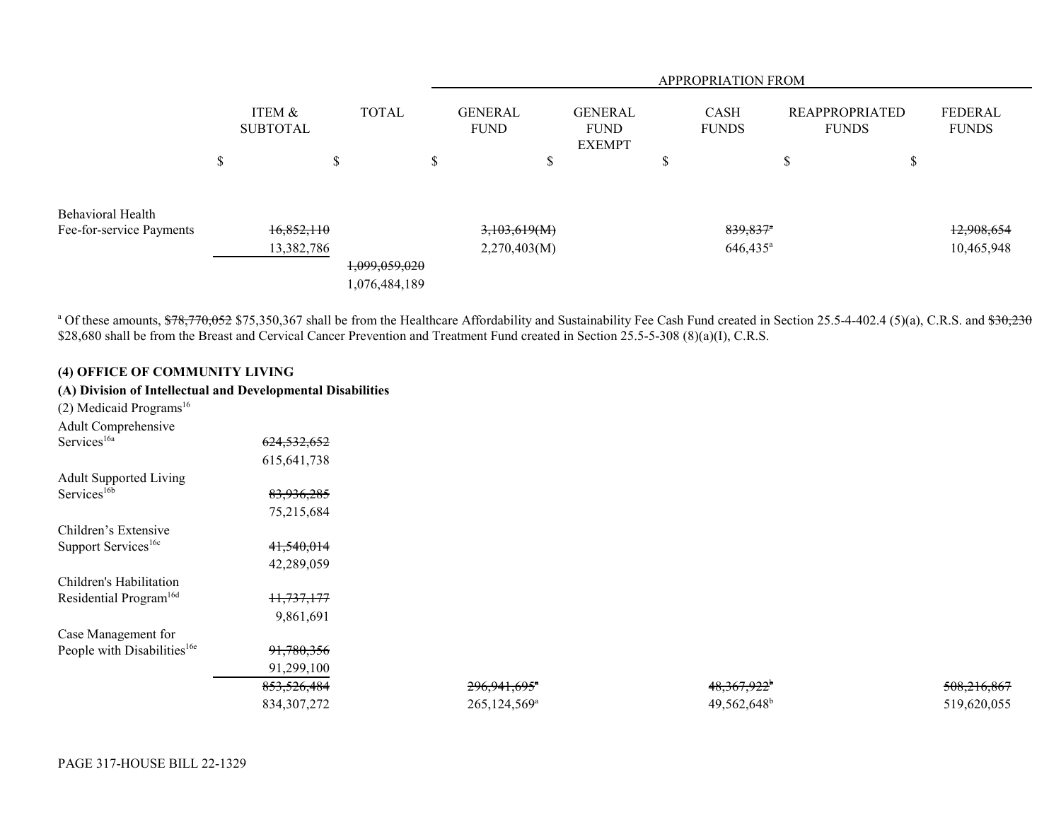| | ITEM & SUBTOTAL | TOTAL | APPROPRIATION FROM GENERAL FUND | GENERAL FUND EXEMPT | CASH FUNDS | REAPPROPRIATED FUNDS | FEDERAL FUNDS |
|---|---|---|---|---|---|---|---|
| | $ | $ | $ | $ | $ | $ | $ |
| Behavioral Health Fee-for-service Payments | ~~16,852,110~~ 13,382,786 | | ~~3,103,619(M)~~ 2,270,403(M) | | ~~839,837[a]~~ 646,435[a] | | ~~12,908,654~~ 10,465,948 |
| | | ~~1,099,059,020~~ 1,076,484,189 | | | | | |

[a] Of these amounts, ~~$78,770,052~~ $75,350,367 shall be from the Healthcare Affordability and Sustainability Fee Cash Fund created in Section 25.5-4-402.4 (5)(a), C.R.S. and ~~$30,230~~ $28,680 shall be from the Breast and Cervical Cancer Prevention and Treatment Fund created in Section 25.5-5-308 (8)(a)(I), C.R.S.

**(4) OFFICE OF COMMUNITY LIVING**

**(A) Division of Intellectual and Developmental Disabilities**

(2) Medicaid Programs[16]

| | ITEM & SUBTOTAL | TOTAL | GENERAL FUND | GENERAL FUND EXEMPT | CASH FUNDS | REAPPROPRIATED FUNDS | FEDERAL FUNDS |
|---|---|---|---|---|---|---|---|
| Adult Comprehensive Services[16a] | ~~624,532,652~~ 615,641,738 | | | | | | |
| Adult Supported Living Services[16b] | ~~83,936,285~~ 75,215,684 | | | | | | |
| Children's Extensive Support Services[16c] | ~~41,540,014~~ 42,289,059 | | | | | | |
| Children's Habilitation Residential Program[16d] | ~~11,737,177~~ 9,861,691 | | | | | | |
| Case Management for People with Disabilities[16e] | ~~91,780,356~~ 91,299,100 | | | | | | |
| | ~~853,526,484~~ 834,307,272 | | ~~296,941,695[a]~~ 265,124,569[a] | | ~~48,367,922[b]~~ 49,562,648[b] | | ~~508,216,867~~ 519,620,055 |

PAGE 317-HOUSE BILL 22-1329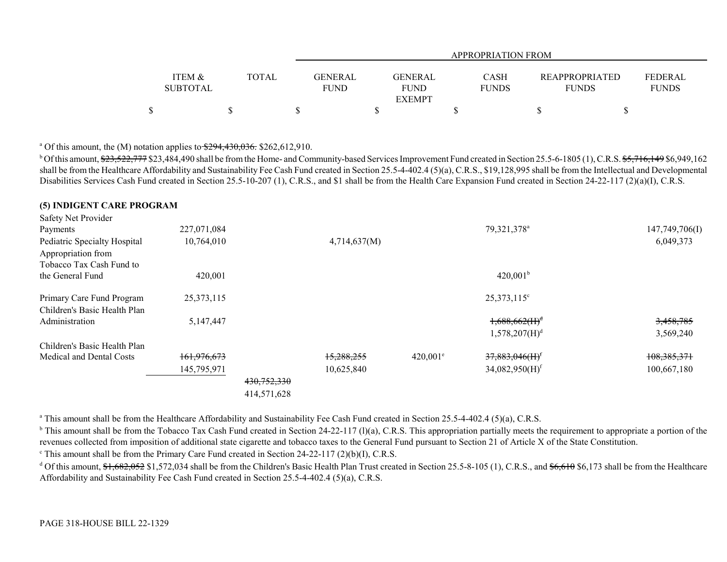| | ITEM & SUBTOTAL | TOTAL | GENERAL FUND | GENERAL FUND EXEMPT | CASH FUNDS | REAPPROPRIATED FUNDS | FEDERAL FUNDS |
|---|---|---|---|---|---|---|---|
| | | | APPROPRIATION FROM | | | | |
| | $ | $ | $ | $ | $ | $ | $ |

[a] Of this amount, the (M) notation applies to ~~$294,430,036.~~ $262,612,910.

[b] Of this amount, ~~$23,522,777~~ $23,484,490 shall be from the Home- and Community-based Services Improvement Fund created in Section 25.5-6-1805 (1), C.R.S. ~~$5,716,149~~ $6,949,162 shall be from the Healthcare Affordability and Sustainability Fee Cash Fund created in Section 25.5-4-402.4 (5)(a), C.R.S., $19,128,995 shall be from the Intellectual and Developmental Disabilities Services Cash Fund created in Section 25.5-10-207 (1), C.R.S., and $1 shall be from the Health Care Expansion Fund created in Section 24-22-117 (2)(a)(I), C.R.S.

**(5) INDIGENT CARE PROGRAM**

| | ITEM & SUBTOTAL | TOTAL | GENERAL FUND | GENERAL FUND EXEMPT | CASH FUNDS | REAPPROPRIATED FUNDS | FEDERAL FUNDS |
|---|---|---|---|---|---|---|---|
| Safety Net Provider Payments | 227,071,084 | | | | 79,321,378[a] | | 147,749,706(I) |
| Pediatric Specialty Hospital | 10,764,010 | | 4,714,637(M) | | | | 6,049,373 |
| Appropriation from Tobacco Tax Cash Fund to the General Fund | 420,001 | | | | 420,001[b] | | |
| Primary Care Fund Program | 25,373,115 | | | | 25,373,115[c] | | |
| Children's Basic Health Plan Administration | 5,147,447 | | | | ~~1,688,662(H)~~[d] 1,578,207(H)[d] | | ~~3,458,785~~ 3,569,240 |
| Children's Basic Health Plan Medical and Dental Costs | ~~161,976,673~~ 145,795,971 | | ~~15,288,255~~ 10,625,840 | 420,001[e] | ~~37,883,046(H)~~[f] 34,082,950(H)[f] | | ~~108,385,371~~ 100,667,180 |
| | | ~~430,752,330~~ 414,571,628 | | | | | |

[a] This amount shall be from the Healthcare Affordability and Sustainability Fee Cash Fund created in Section 25.5-4-402.4 (5)(a), C.R.S.

[b] This amount shall be from the Tobacco Tax Cash Fund created in Section 24-22-117 (l)(a), C.R.S. This appropriation partially meets the requirement to appropriate a portion of the revenues collected from imposition of additional state cigarette and tobacco taxes to the General Fund pursuant to Section 21 of Article X of the State Constitution.

[c] This amount shall be from the Primary Care Fund created in Section 24-22-117 (2)(b)(I), C.R.S.

[d] Of this amount, ~~$1,682,052~~ $1,572,034 shall be from the Children's Basic Health Plan Trust created in Section 25.5-8-105 (1), C.R.S., and ~~$6,610~~ $6,173 shall be from the Healthcare Affordability and Sustainability Fee Cash Fund created in Section 25.5-4-402.4 (5)(a), C.R.S.

PAGE 318-HOUSE BILL 22-1329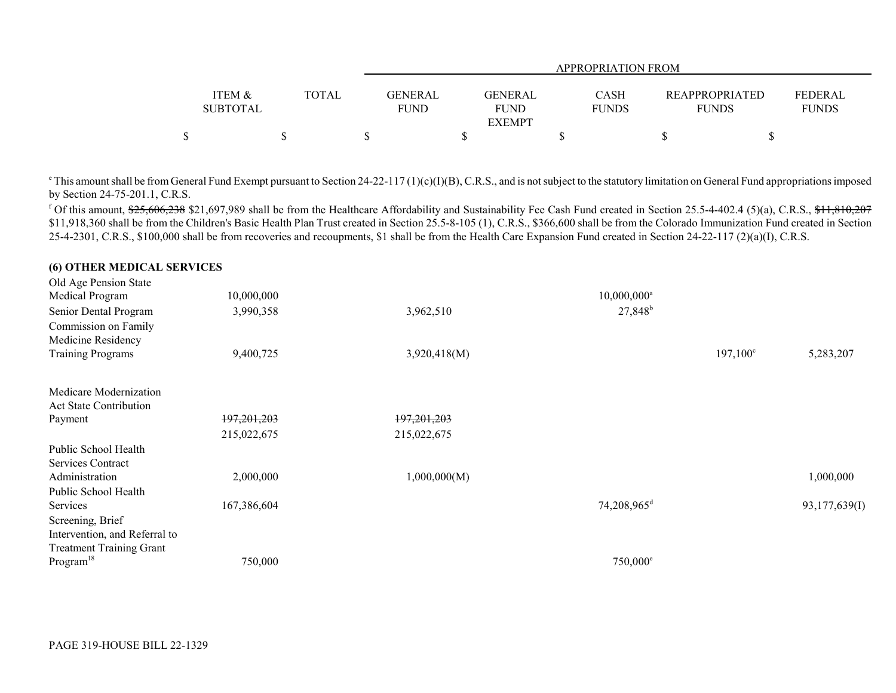| | ITEM & SUBTOTAL | TOTAL | APPROPRIATION FROM GENERAL FUND | GENERAL FUND EXEMPT | CASH FUNDS | REAPPROPRIATED FUNDS | FEDERAL FUNDS |
|---|---|---|---|---|---|---|---|
| | $ | $ | $ | $ | $ | $ | $ |

[e] This amount shall be from General Fund Exempt pursuant to Section 24-22-117 (1)(c)(I)(B), C.R.S., and is not subject to the statutory limitation on General Fund appropriations imposed by Section 24-75-201.1, C.R.S.

[f] Of this amount, ~~$25,606,238~~ $21,697,989 shall be from the Healthcare Affordability and Sustainability Fee Cash Fund created in Section 25.5-4-402.4 (5)(a), C.R.S., ~~$11,810,207~~ $11,918,360 shall be from the Children's Basic Health Plan Trust created in Section 25.5-8-105 (1), C.R.S., $366,600 shall be from the Colorado Immunization Fund created in Section 25-4-2301, C.R.S., $100,000 shall be from recoveries and recoupments, $1 shall be from the Health Care Expansion Fund created in Section 24-22-117 (2)(a)(I), C.R.S.

**(6) OTHER MEDICAL SERVICES**

| | ITEM & SUBTOTAL | TOTAL | GENERAL FUND | GENERAL FUND EXEMPT | CASH FUNDS | REAPPROPRIATED FUNDS | FEDERAL FUNDS |
|---|---|---|---|---|---|---|---|
| Old Age Pension State Medical Program | 10,000,000 | | | | 10,000,000[a] | | |
| Senior Dental Program | 3,990,358 | | 3,962,510 | | 27,848[b] | | |
| Commission on Family Medicine Residency Training Programs | 9,400,725 | | 3,920,418(M) | | | 197,100[c] | 5,283,207 |
| Medicare Modernization Act State Contribution Payment | ~~197,201,203~~ 215,022,675 | | ~~197,201,203~~ 215,022,675 | | | | |
| Public School Health Services Contract Administration | 2,000,000 | | 1,000,000(M) | | | | 1,000,000 |
| Public School Health Services | 167,386,604 | | | | 74,208,965[d] | | 93,177,639(I) |
| Screening, Brief Intervention, and Referral to Treatment Training Grant Program[18] | 750,000 | | | | 750,000[e] | | |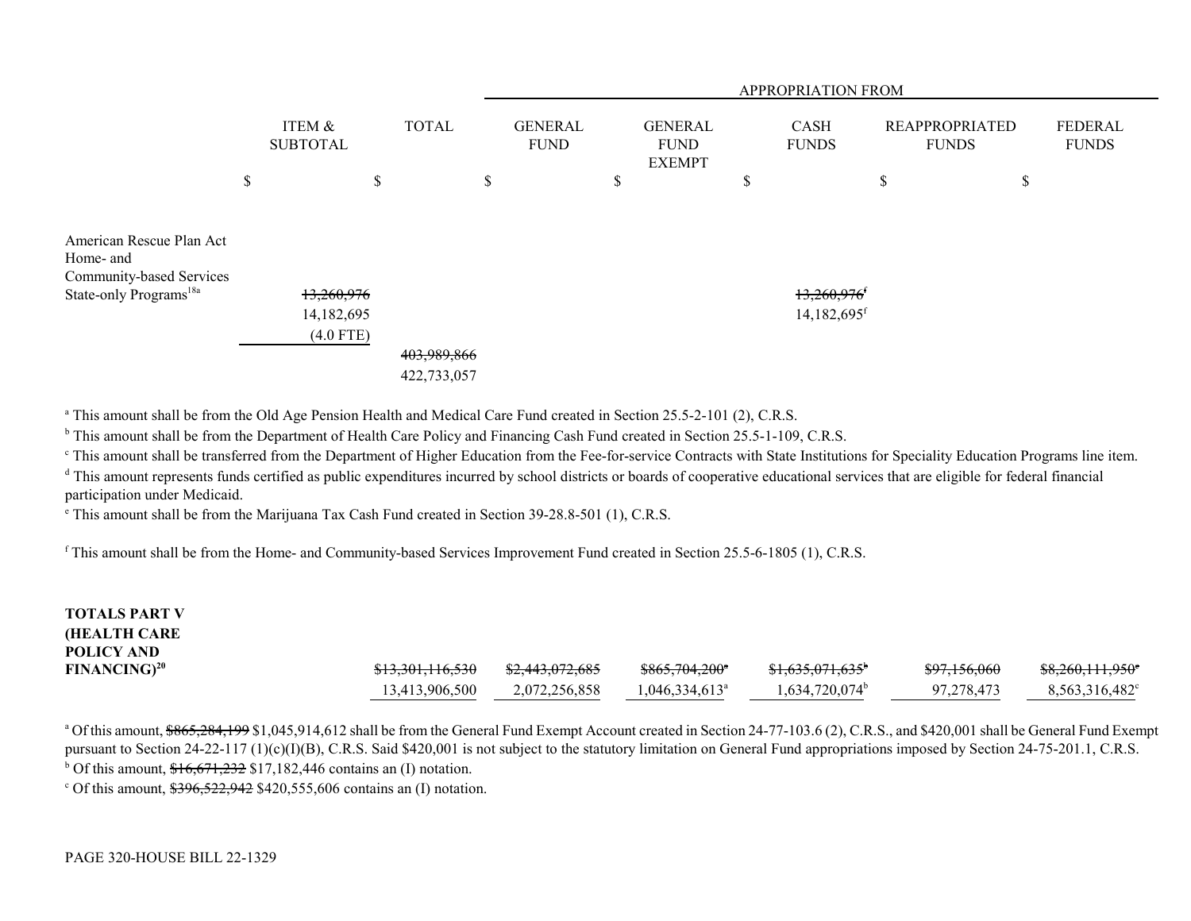| | ITEM & SUBTOTAL | TOTAL | APPROPRIATION FROM GENERAL FUND | GENERAL FUND EXEMPT | CASH FUNDS | REAPPROPRIATED FUNDS | FEDERAL FUNDS |
|---|---|---|---|---|---|---|---|
| | $ | $ | $ | $ | $ | $ | $ |
| American Rescue Plan Act Home- and Community-based Services State-only Programs[18a] | ~~13,260,976~~ 14,182,695 (4.0 FTE) | | | | ~~13,260,976[f]~~ 14,182,695[f] | | |
| | | ~~403,989,866~~ 422,733,057 | | | | | |

[a] This amount shall be from the Old Age Pension Health and Medical Care Fund created in Section 25.5-2-101 (2), C.R.S.
[b] This amount shall be from the Department of Health Care Policy and Financing Cash Fund created in Section 25.5-1-109, C.R.S.
[c] This amount shall be transferred from the Department of Higher Education from the Fee-for-service Contracts with State Institutions for Speciality Education Programs line item.
[d] This amount represents funds certified as public expenditures incurred by school districts or boards of cooperative educational services that are eligible for federal financial participation under Medicaid.
[e] This amount shall be from the Marijuana Tax Cash Fund created in Section 39-28.8-501 (1), C.R.S.

[f] This amount shall be from the Home- and Community-based Services Improvement Fund created in Section 25.5-6-1805 (1), C.R.S.

| | TOTAL | GENERAL FUND | GENERAL FUND EXEMPT | CASH FUNDS | REAPPROPRIATED FUNDS | FEDERAL FUNDS |
|---|---|---|---|---|---|---|
| **TOTALS PART V (HEALTH CARE POLICY AND FINANCING)[20]** | ~~$13,301,116,530~~ 13,413,906,500 | ~~$2,443,072,685~~ 2,072,256,858 | ~~$865,704,200[a]~~ 1,046,334,613[a] | ~~$1,635,071,635[b]~~ 1,634,720,074[b] | ~~$97,156,060~~ 97,278,473 | ~~$8,260,111,950[c]~~ 8,563,316,482[c] |

[a] Of this amount, ~~$865,284,199~~ $1,045,914,612 shall be from the General Fund Exempt Account created in Section 24-77-103.6 (2), C.R.S., and $420,001 shall be General Fund Exempt pursuant to Section 24-22-117 (1)(c)(I)(B), C.R.S. Said $420,001 is not subject to the statutory limitation on General Fund appropriations imposed by Section 24-75-201.1, C.R.S.
[b] Of this amount, ~~$16,671,232~~ $17,182,446 contains an (I) notation.
[c] Of this amount, ~~$396,522,942~~ $420,555,606 contains an (I) notation.

PAGE 320-HOUSE BILL 22-1329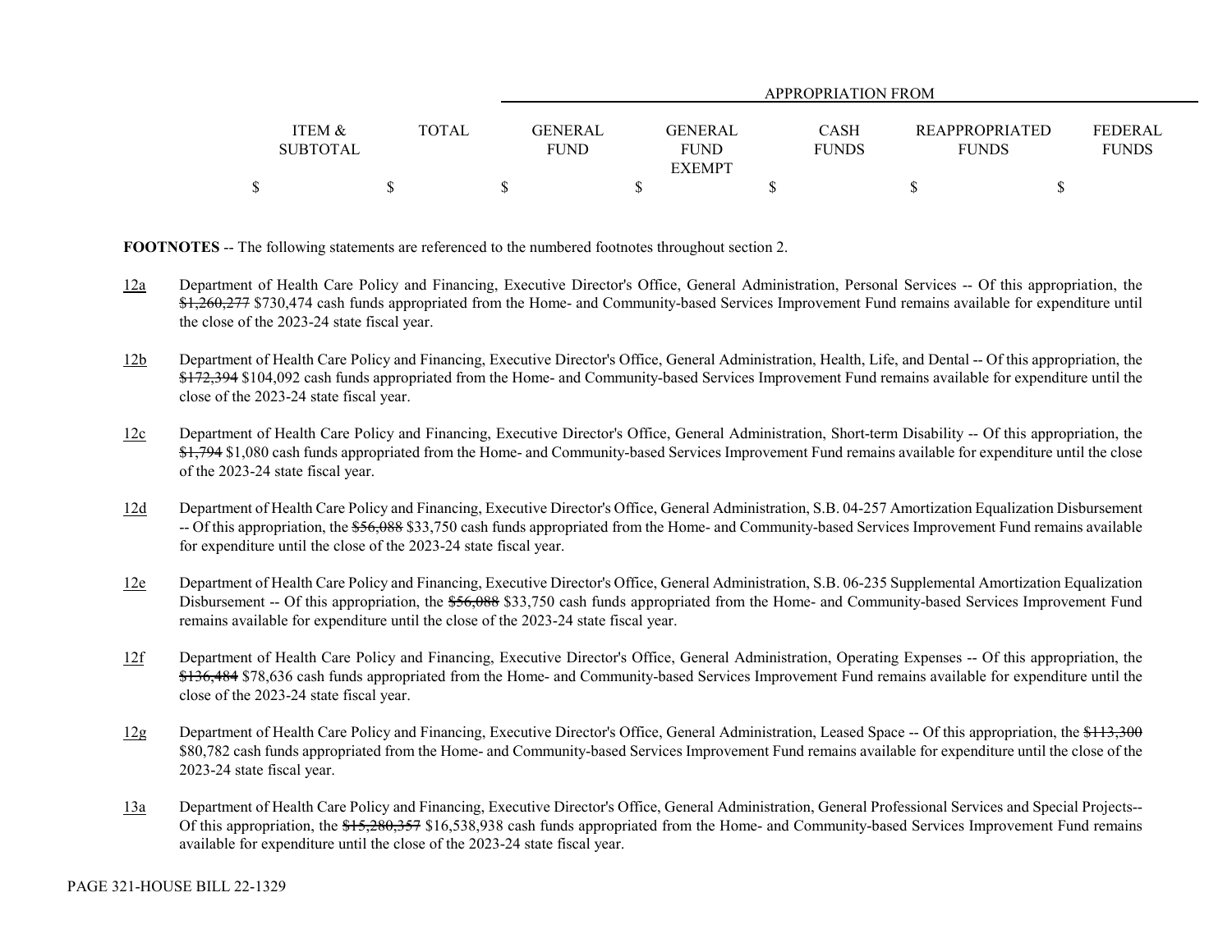| ITEM & SUBTOTAL | TOTAL | APPROPRIATION FROM GENERAL FUND | GENERAL FUND EXEMPT | CASH FUNDS | REAPPROPRIATED FUNDS | FEDERAL FUNDS |
|---|---|---|---|---|---|---|
| $ | $ | $ | $ | $ | $ | $ |

**FOOTNOTES** -- The following statements are referenced to the numbered footnotes throughout section 2.

12a Department of Health Care Policy and Financing, Executive Director's Office, General Administration, Personal Services -- Of this appropriation, the ~~$1,260,277~~ $730,474 cash funds appropriated from the Home- and Community-based Services Improvement Fund remains available for expenditure until the close of the 2023-24 state fiscal year.

12b Department of Health Care Policy and Financing, Executive Director's Office, General Administration, Health, Life, and Dental -- Of this appropriation, the ~~$172,394~~ $104,092 cash funds appropriated from the Home- and Community-based Services Improvement Fund remains available for expenditure until the close of the 2023-24 state fiscal year.

12c Department of Health Care Policy and Financing, Executive Director's Office, General Administration, Short-term Disability -- Of this appropriation, the ~~$1,794~~ $1,080 cash funds appropriated from the Home- and Community-based Services Improvement Fund remains available for expenditure until the close of the 2023-24 state fiscal year.

12d Department of Health Care Policy and Financing, Executive Director's Office, General Administration, S.B. 04-257 Amortization Equalization Disbursement -- Of this appropriation, the ~~$56,088~~ $33,750 cash funds appropriated from the Home- and Community-based Services Improvement Fund remains available for expenditure until the close of the 2023-24 state fiscal year.

12e Department of Health Care Policy and Financing, Executive Director's Office, General Administration, S.B. 06-235 Supplemental Amortization Equalization Disbursement -- Of this appropriation, the ~~$56,088~~ $33,750 cash funds appropriated from the Home- and Community-based Services Improvement Fund remains available for expenditure until the close of the 2023-24 state fiscal year.

12f Department of Health Care Policy and Financing, Executive Director's Office, General Administration, Operating Expenses -- Of this appropriation, the ~~$136,484~~ $78,636 cash funds appropriated from the Home- and Community-based Services Improvement Fund remains available for expenditure until the close of the 2023-24 state fiscal year.

12g Department of Health Care Policy and Financing, Executive Director's Office, General Administration, Leased Space -- Of this appropriation, the ~~$113,300~~ $80,782 cash funds appropriated from the Home- and Community-based Services Improvement Fund remains available for expenditure until the close of the 2023-24 state fiscal year.

13a Department of Health Care Policy and Financing, Executive Director's Office, General Administration, General Professional Services and Special Projects-- Of this appropriation, the ~~$15,280,357~~ $16,538,938 cash funds appropriated from the Home- and Community-based Services Improvement Fund remains available for expenditure until the close of the 2023-24 state fiscal year.

PAGE 321-HOUSE BILL 22-1329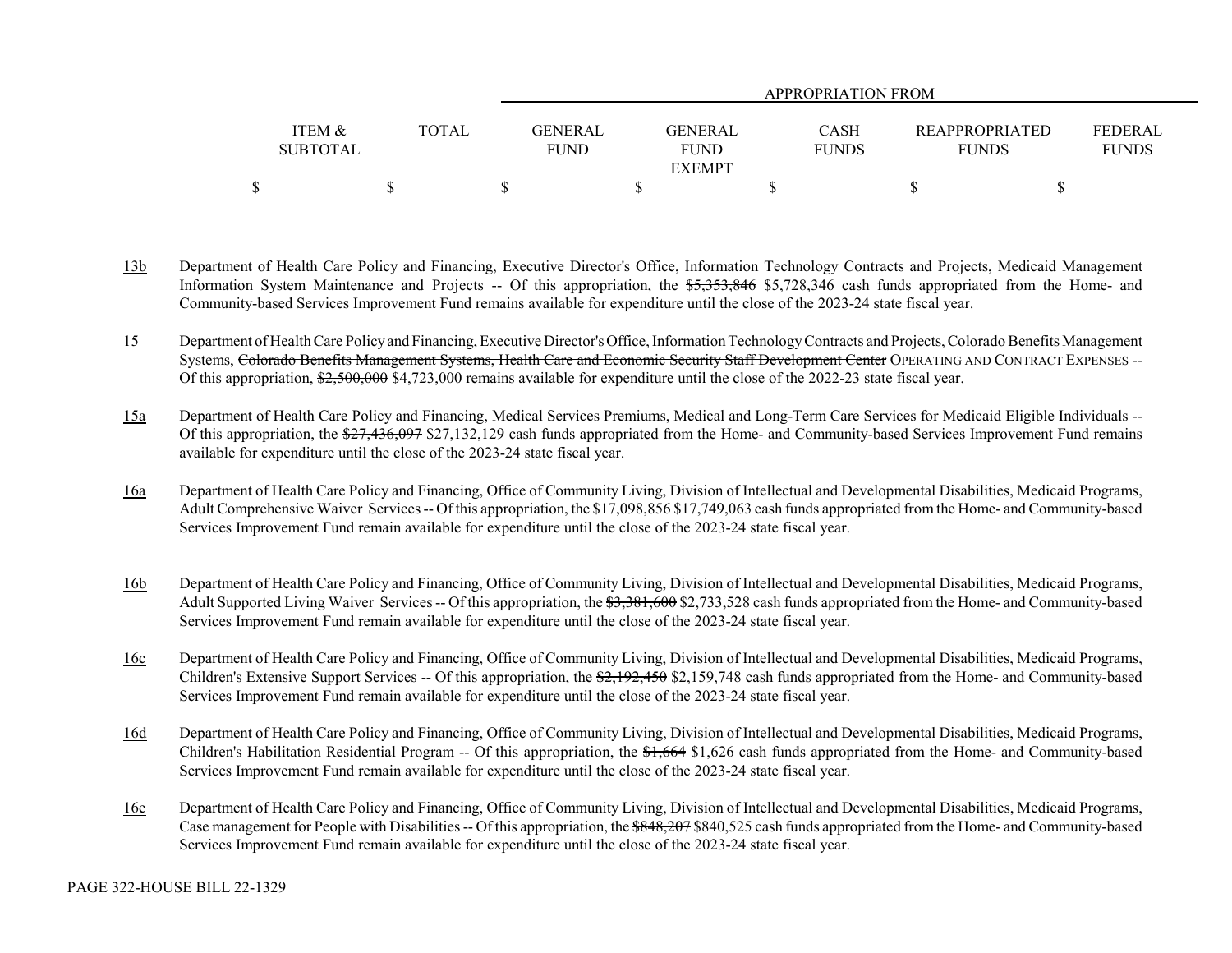| ITEM & SUBTOTAL | TOTAL | GENERAL FUND | GENERAL FUND EXEMPT | CASH FUNDS | REAPPROPRIATED FUNDS | FEDERAL FUNDS |
|---|---|---|---|---|---|---|
| | | APPROPRIATION FROM | | | | |
| $ | $ | $ | $ | $ | $ | $ |

13b Department of Health Care Policy and Financing, Executive Director's Office, Information Technology Contracts and Projects, Medicaid Management Information System Maintenance and Projects -- Of this appropriation, the ~~$5,353,846~~ $5,728,346 cash funds appropriated from the Home- and Community-based Services Improvement Fund remains available for expenditure until the close of the 2023-24 state fiscal year.

15 Department of Health Care Policy and Financing, Executive Director's Office, Information Technology Contracts and Projects, Colorado Benefits Management Systems, ~~Colorado Benefits Management Systems, Health Care and Economic Security Staff Development Center~~ OPERATING AND CONTRACT EXPENSES -- Of this appropriation, ~~$2,500,000~~ $4,723,000 remains available for expenditure until the close of the 2022-23 state fiscal year.

15a Department of Health Care Policy and Financing, Medical Services Premiums, Medical and Long-Term Care Services for Medicaid Eligible Individuals -- Of this appropriation, the ~~$27,436,097~~ $27,132,129 cash funds appropriated from the Home- and Community-based Services Improvement Fund remains available for expenditure until the close of the 2023-24 state fiscal year.

16a Department of Health Care Policy and Financing, Office of Community Living, Division of Intellectual and Developmental Disabilities, Medicaid Programs, Adult Comprehensive Waiver Services -- Of this appropriation, the ~~$17,098,856~~ $17,749,063 cash funds appropriated from the Home- and Community-based Services Improvement Fund remain available for expenditure until the close of the 2023-24 state fiscal year.

16b Department of Health Care Policy and Financing, Office of Community Living, Division of Intellectual and Developmental Disabilities, Medicaid Programs, Adult Supported Living Waiver Services -- Of this appropriation, the ~~$3,381,600~~ $2,733,528 cash funds appropriated from the Home- and Community-based Services Improvement Fund remain available for expenditure until the close of the 2023-24 state fiscal year.

16c Department of Health Care Policy and Financing, Office of Community Living, Division of Intellectual and Developmental Disabilities, Medicaid Programs, Children's Extensive Support Services -- Of this appropriation, the ~~$2,192,450~~ $2,159,748 cash funds appropriated from the Home- and Community-based Services Improvement Fund remain available for expenditure until the close of the 2023-24 state fiscal year.

16d Department of Health Care Policy and Financing, Office of Community Living, Division of Intellectual and Developmental Disabilities, Medicaid Programs, Children's Habilitation Residential Program -- Of this appropriation, the ~~$1,664~~ $1,626 cash funds appropriated from the Home- and Community-based Services Improvement Fund remain available for expenditure until the close of the 2023-24 state fiscal year.

16e Department of Health Care Policy and Financing, Office of Community Living, Division of Intellectual and Developmental Disabilities, Medicaid Programs, Case management for People with Disabilities -- Of this appropriation, the ~~$848,207~~ $840,525 cash funds appropriated from the Home- and Community-based Services Improvement Fund remain available for expenditure until the close of the 2023-24 state fiscal year.

PAGE 322-HOUSE BILL 22-1329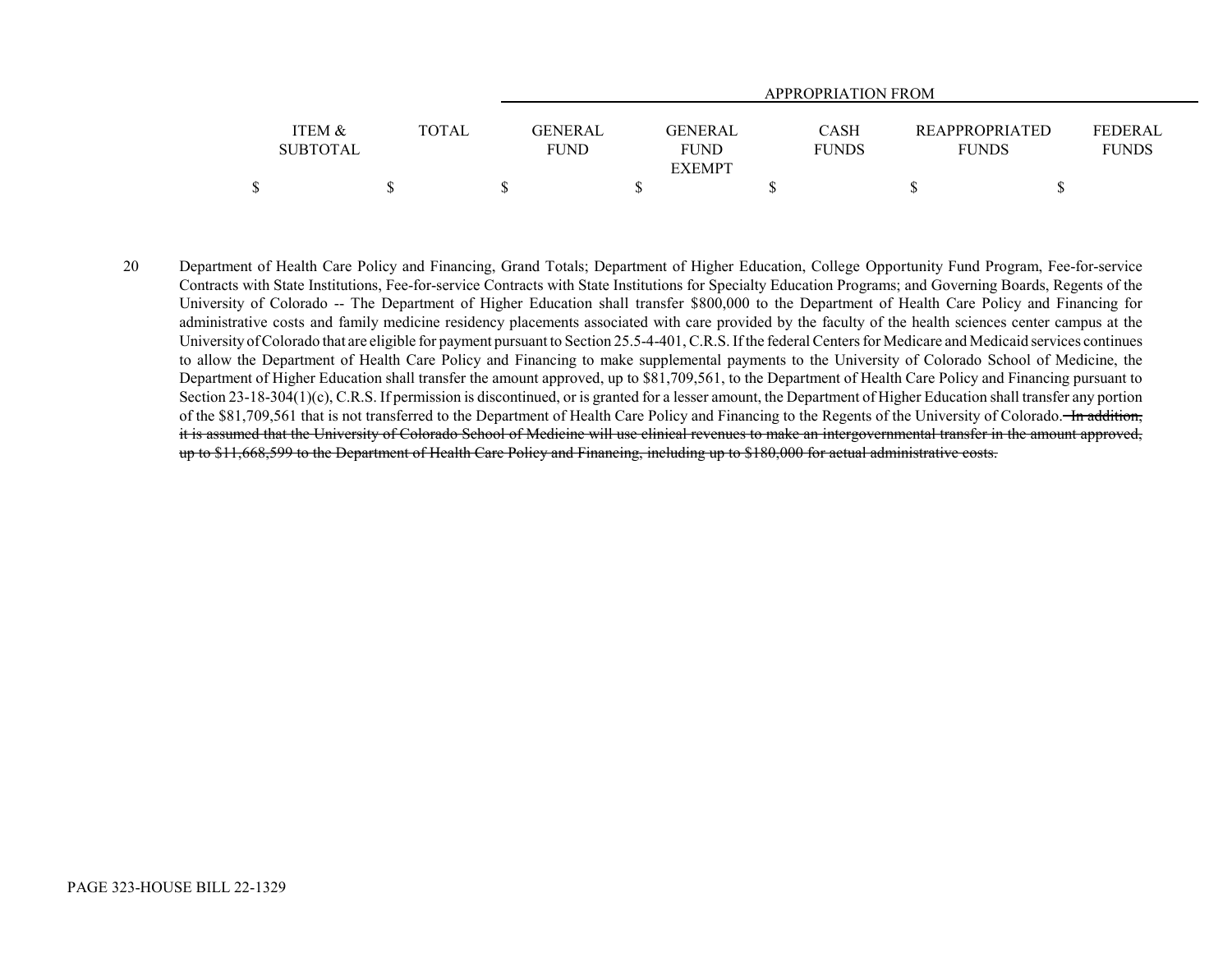| ITEM & SUBTOTAL | TOTAL | APPROPRIATION FROM GENERAL FUND | GENERAL FUND EXEMPT | CASH FUNDS | REAPPROPRIATED FUNDS | FEDERAL FUNDS |
|---|---|---|---|---|---|---|
| $ | $ | $ | $ | $ | $ | $ |

20 Department of Health Care Policy and Financing, Grand Totals; Department of Higher Education, College Opportunity Fund Program, Fee-for-service Contracts with State Institutions, Fee-for-service Contracts with State Institutions for Specialty Education Programs; and Governing Boards, Regents of the University of Colorado -- The Department of Higher Education shall transfer $800,000 to the Department of Health Care Policy and Financing for administrative costs and family medicine residency placements associated with care provided by the faculty of the health sciences center campus at the University of Colorado that are eligible for payment pursuant to Section 25.5-4-401, C.R.S. If the federal Centers for Medicare and Medicaid services continues to allow the Department of Health Care Policy and Financing to make supplemental payments to the University of Colorado School of Medicine, the Department of Higher Education shall transfer the amount approved, up to $81,709,561, to the Department of Health Care Policy and Financing pursuant to Section 23-18-304(1)(c), C.R.S. If permission is discontinued, or is granted for a lesser amount, the Department of Higher Education shall transfer any portion of the $81,709,561 that is not transferred to the Department of Health Care Policy and Financing to the Regents of the University of Colorado. ~~In addition, it is assumed that the University of Colorado School of Medicine will use clinical revenues to make an intergovernmental transfer in the amount approved, up to $11,668,599 to the Department of Health Care Policy and Financing, including up to $180,000 for actual administrative costs.~~

PAGE 323-HOUSE BILL 22-1329